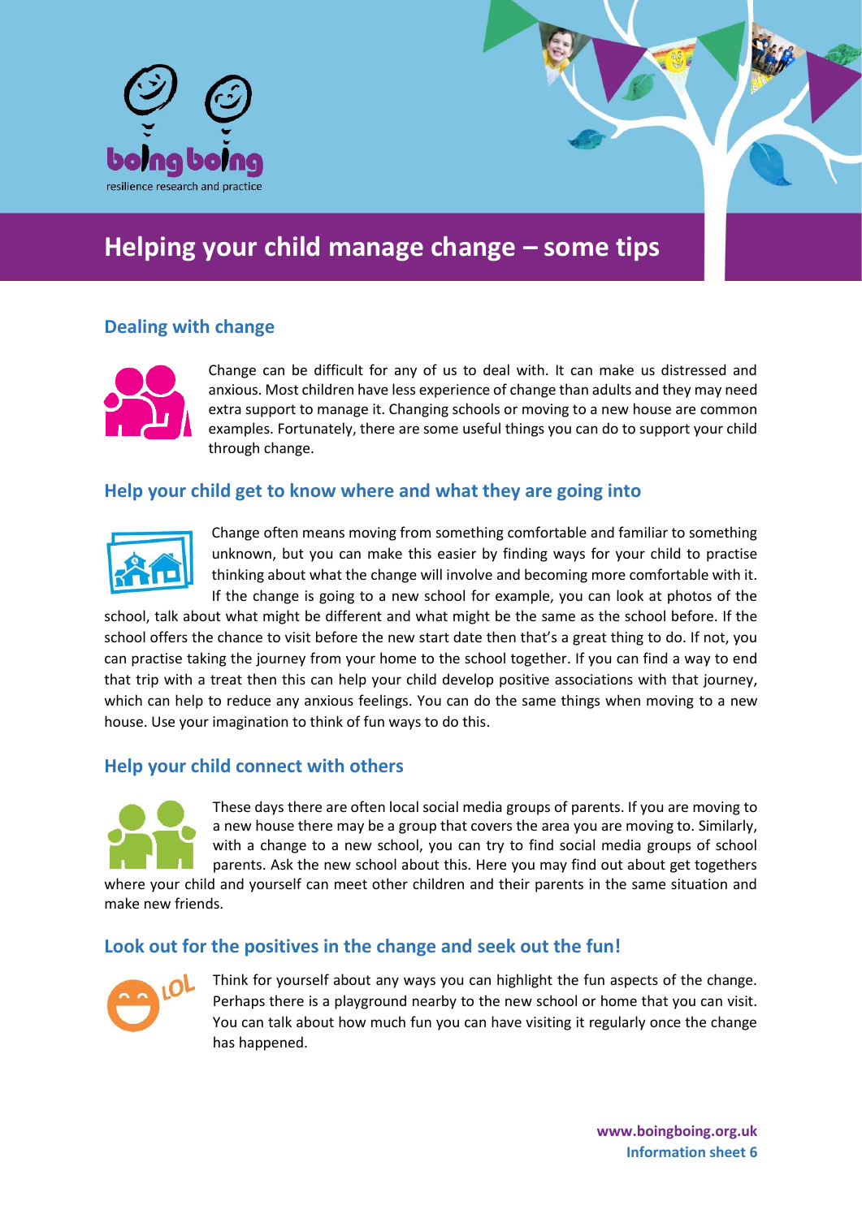boing boing

resilience research and practice

# Helping your child manage change – some tips

## Dealing with change

Change can be difficult for any of us to deal with. It can make us distressed and anxious. Most children have less experience of change than adults and they may need extra support to manage it. Changing schools or moving to a new house are common examples. Fortunately, there are some useful things you can do to support your child through change.

## Help your child get to know where and what they are going into

Change often means moving from something comfortable and familiar to something unknown, but you can make this easier by finding ways for your child to practise thinking about what the change will involve and becoming more comfortable with it. If the change is going to a new school for example, you can look at photos of the school, talk about what might be different and what might be the same as the school before. If the school offers the chance to visit before the new start date then that's a great thing to do. If not, you can practise taking the journey from your home to the school together. If you can find a way to end that trip with a treat then this can help your child develop positive associations with that journey, which can help to reduce any anxious feelings. You can do the same things when moving to a new house. Use your imagination to think of fun ways to do this.

## Help your child connect with others

These days there are often local social media groups of parents. If you are moving to a new house there may be a group that covers the area you are moving to. Similarly, with a change to a new school, you can try to find social media groups of school parents. Ask the new school about this. Here you may find out about get togethers where your child and yourself can meet other children and their parents in the same situation and make new friends.

## Look out for the positives in the change and seek out the fun!

Think for yourself about any ways you can highlight the fun aspects of the change. Perhaps there is a playground nearby to the new school or home that you can visit. You can talk about how much fun you can have visiting it regularly once the change has happened.

**www.boingboing.org.uk**
**Information sheet 6**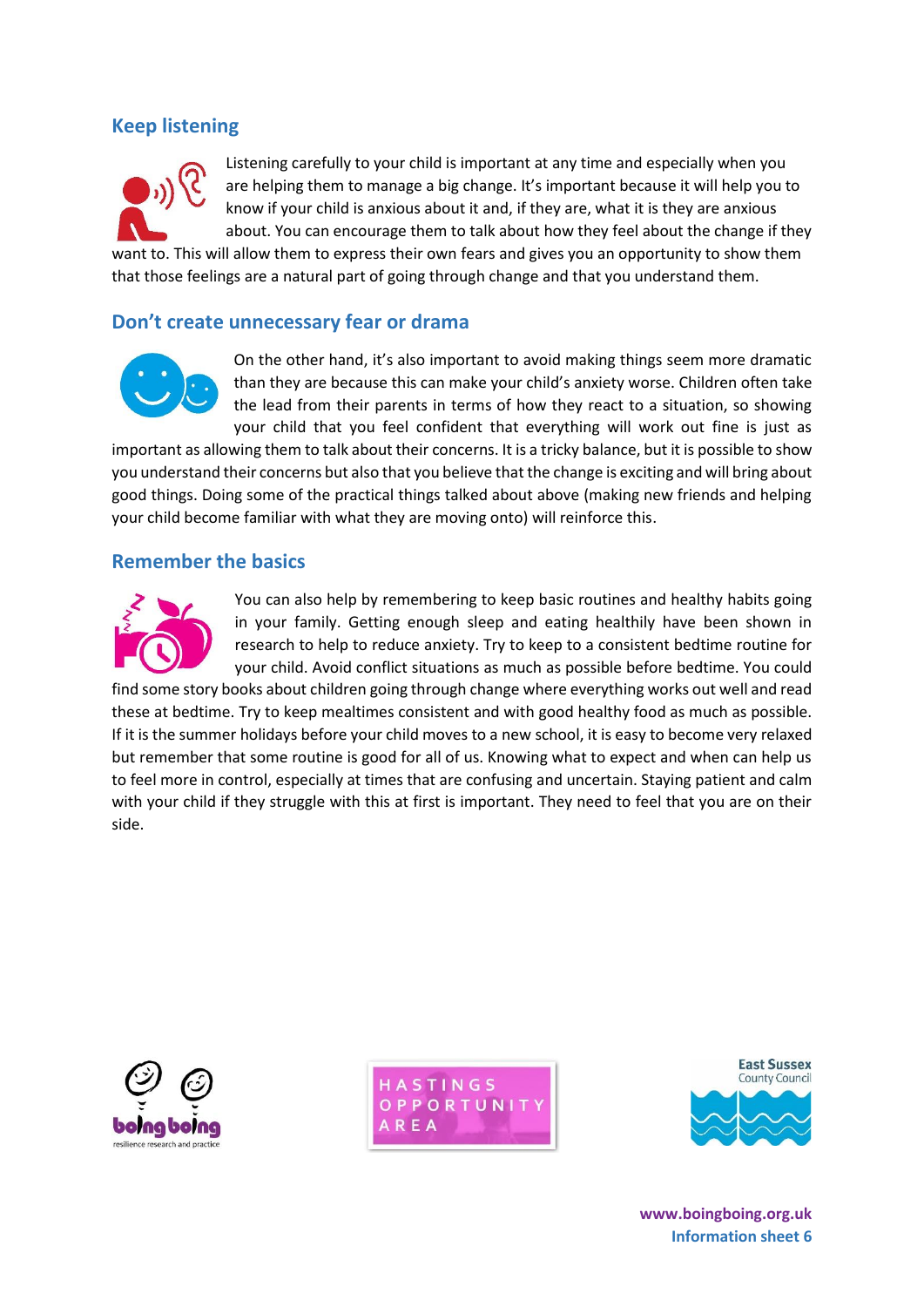## Keep listening

Listening carefully to your child is important at any time and especially when you are helping them to manage a big change. It's important because it will help you to know if your child is anxious about it and, if they are, what it is they are anxious about. You can encourage them to talk about how they feel about the change if they want to. This will allow them to express their own fears and gives you an opportunity to show them that those feelings are a natural part of going through change and that you understand them.

## Don't create unnecessary fear or drama

On the other hand, it's also important to avoid making things seem more dramatic than they are because this can make your child's anxiety worse. Children often take the lead from their parents in terms of how they react to a situation, so showing your child that you feel confident that everything will work out fine is just as important as allowing them to talk about their concerns. It is a tricky balance, but it is possible to show you understand their concerns but also that you believe that the change is exciting and will bring about good things. Doing some of the practical things talked about above (making new friends and helping your child become familiar with what they are moving onto) will reinforce this.

## Remember the basics

You can also help by remembering to keep basic routines and healthy habits going in your family. Getting enough sleep and eating healthily have been shown in research to help to reduce anxiety. Try to keep to a consistent bedtime routine for your child. Avoid conflict situations as much as possible before bedtime. You could find some story books about children going through change where everything works out well and read these at bedtime. Try to keep mealtimes consistent and with good healthy food as much as possible. If it is the summer holidays before your child moves to a new school, it is easy to become very relaxed but remember that some routine is good for all of us. Knowing what to expect and when can help us to feel more in control, especially at times that are confusing and uncertain. Staying patient and calm with your child if they struggle with this at first is important. They need to feel that you are on their side.

boingboing resilience research and practice

HASTINGS OPPORTUNITY AREA

East Sussex County Council

www.boingboing.org.uk
Information sheet 6